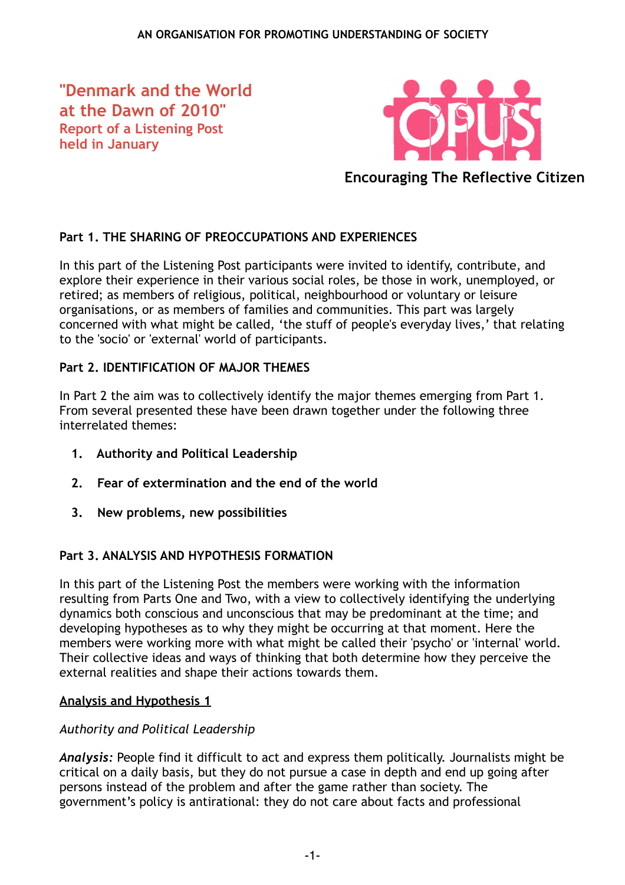AN ORGANISATION FOR PROMOTING UNDERSTANDING OF SOCIETY

# "Denmark and the World at the Dawn of 2010"

## Report of a Listening Post held in January

OPUS

**Encouraging The Reflective Citizen**

### Part 1. THE SHARING OF PREOCCUPATIONS AND EXPERIENCES

In this part of the Listening Post participants were invited to identify, contribute, and explore their experience in their various social roles, be those in work, unemployed, or retired; as members of religious, political, neighbourhood or voluntary or leisure organisations, or as members of families and communities. This part was largely concerned with what might be called, 'the stuff of people's everyday lives,' that relating to the 'socio' or 'external' world of participants.

### Part 2. IDENTIFICATION OF MAJOR THEMES

In Part 2 the aim was to collectively identify the major themes emerging from Part 1. From several presented these have been drawn together under the following three interrelated themes:

1. **Authority and Political Leadership**
2. **Fear of extermination and the end of the world**
3. **New problems, new possibilities**

### Part 3. ANALYSIS AND HYPOTHESIS FORMATION

In this part of the Listening Post the members were working with the information resulting from Parts One and Two, with a view to collectively identifying the underlying dynamics both conscious and unconscious that may be predominant at the time; and developing hypotheses as to why they might be occurring at that moment. Here the members were working more with what might be called their 'psycho' or 'internal' world. Their collective ideas and ways of thinking that both determine how they perceive the external realities and shape their actions towards them.

#### Analysis and Hypothesis 1

*Authority and Political Leadership*

***Analysis:*** People find it difficult to act and express them politically. Journalists might be critical on a daily basis, but they do not pursue a case in depth and end up going after persons instead of the problem and after the game rather than society. The government's policy is antirational: they do not care about facts and professional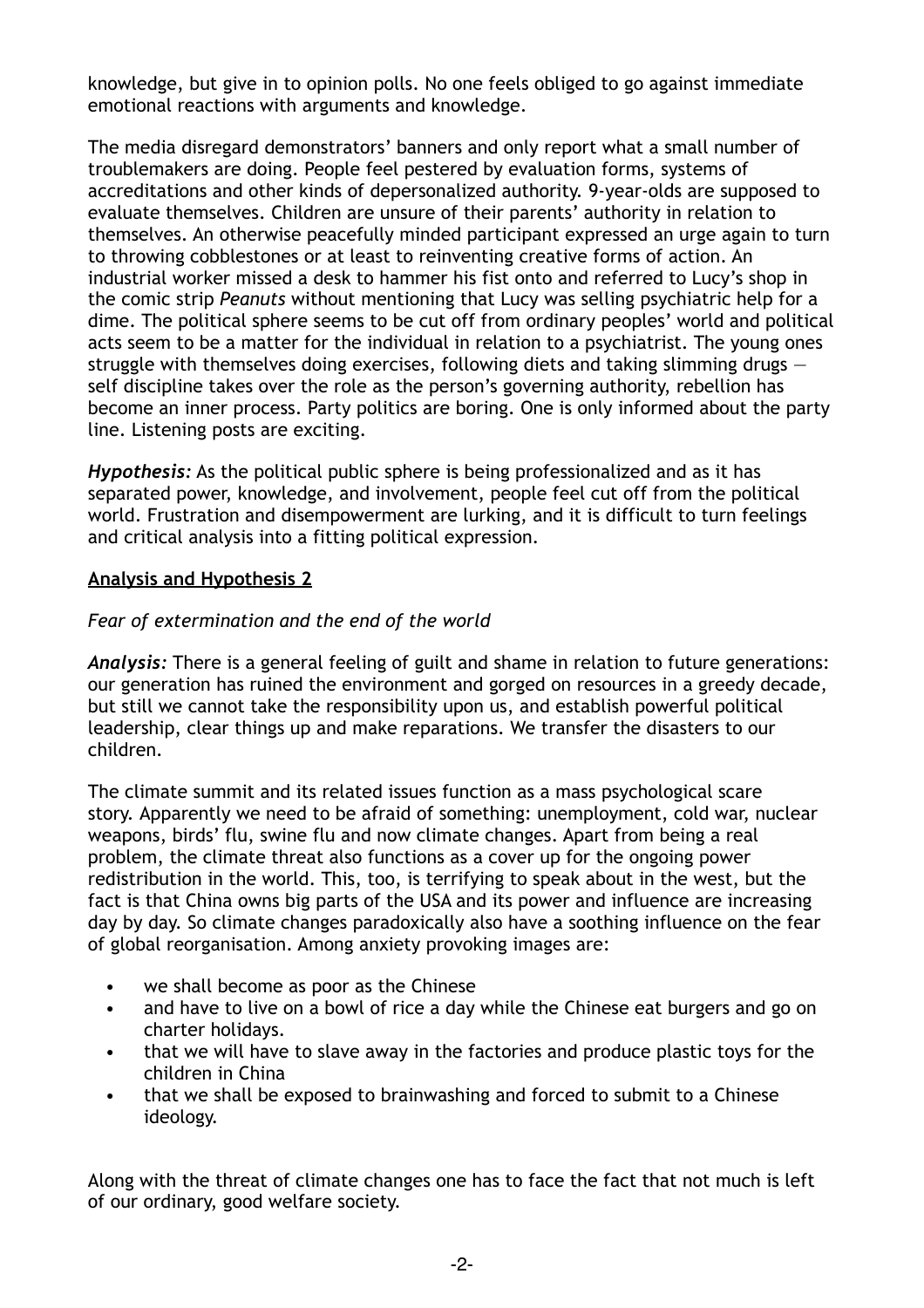knowledge, but give in to opinion polls. No one feels obliged to go against immediate emotional reactions with arguments and knowledge.

The media disregard demonstrators' banners and only report what a small number of troublemakers are doing. People feel pestered by evaluation forms, systems of accreditations and other kinds of depersonalized authority. 9-year-olds are supposed to evaluate themselves. Children are unsure of their parents' authority in relation to themselves. An otherwise peacefully minded participant expressed an urge again to turn to throwing cobblestones or at least to reinventing creative forms of action. An industrial worker missed a desk to hammer his fist onto and referred to Lucy's shop in the comic strip *Peanuts* without mentioning that Lucy was selling psychiatric help for a dime. The political sphere seems to be cut off from ordinary peoples' world and political acts seem to be a matter for the individual in relation to a psychiatrist. The young ones struggle with themselves doing exercises, following diets and taking slimming drugs — self discipline takes over the role as the person's governing authority, rebellion has become an inner process. Party politics are boring. One is only informed about the party line. Listening posts are exciting.

***Hypothesis:*** As the political public sphere is being professionalized and as it has separated power, knowledge, and involvement, people feel cut off from the political world. Frustration and disempowerment are lurking, and it is difficult to turn feelings and critical analysis into a fitting political expression.

## **Analysis and Hypothesis 2**

*Fear of extermination and the end of the world*

***Analysis:*** There is a general feeling of guilt and shame in relation to future generations: our generation has ruined the environment and gorged on resources in a greedy decade, but still we cannot take the responsibility upon us, and establish powerful political leadership, clear things up and make reparations. We transfer the disasters to our children.

The climate summit and its related issues function as a mass psychological scare story. Apparently we need to be afraid of something: unemployment, cold war, nuclear weapons, birds' flu, swine flu and now climate changes. Apart from being a real problem, the climate threat also functions as a cover up for the ongoing power redistribution in the world. This, too, is terrifying to speak about in the west, but the fact is that China owns big parts of the USA and its power and influence are increasing day by day. So climate changes paradoxically also have a soothing influence on the fear of global reorganisation. Among anxiety provoking images are:

- we shall become as poor as the Chinese
- and have to live on a bowl of rice a day while the Chinese eat burgers and go on charter holidays.
- that we will have to slave away in the factories and produce plastic toys for the children in China
- that we shall be exposed to brainwashing and forced to submit to a Chinese ideology.

Along with the threat of climate changes one has to face the fact that not much is left of our ordinary, good welfare society.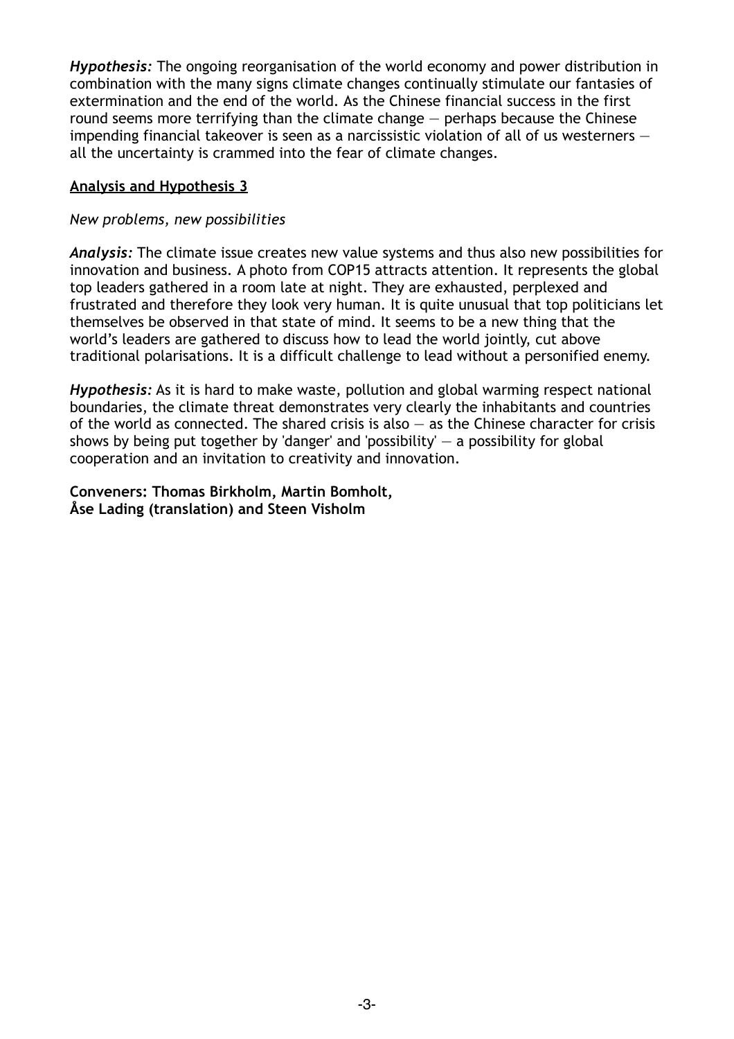***Hypothesis:*** The ongoing reorganisation of the world economy and power distribution in combination with the many signs climate changes continually stimulate our fantasies of extermination and the end of the world. As the Chinese financial success in the first round seems more terrifying than the climate change — perhaps because the Chinese impending financial takeover is seen as a narcissistic violation of all of us westerners — all the uncertainty is crammed into the fear of climate changes.

## Analysis and Hypothesis 3

*New problems, new possibilities*

***Analysis:*** The climate issue creates new value systems and thus also new possibilities for innovation and business. A photo from COP15 attracts attention. It represents the global top leaders gathered in a room late at night. They are exhausted, perplexed and frustrated and therefore they look very human. It is quite unusual that top politicians let themselves be observed in that state of mind. It seems to be a new thing that the world's leaders are gathered to discuss how to lead the world jointly, cut above traditional polarisations. It is a difficult challenge to lead without a personified enemy.

***Hypothesis:*** As it is hard to make waste, pollution and global warming respect national boundaries, the climate threat demonstrates very clearly the inhabitants and countries of the world as connected. The shared crisis is also — as the Chinese character for crisis shows by being put together by 'danger' and 'possibility' — a possibility for global cooperation and an invitation to creativity and innovation.

**Conveners: Thomas Birkholm, Martin Bomholt,
Åse Lading (translation) and Steen Visholm**